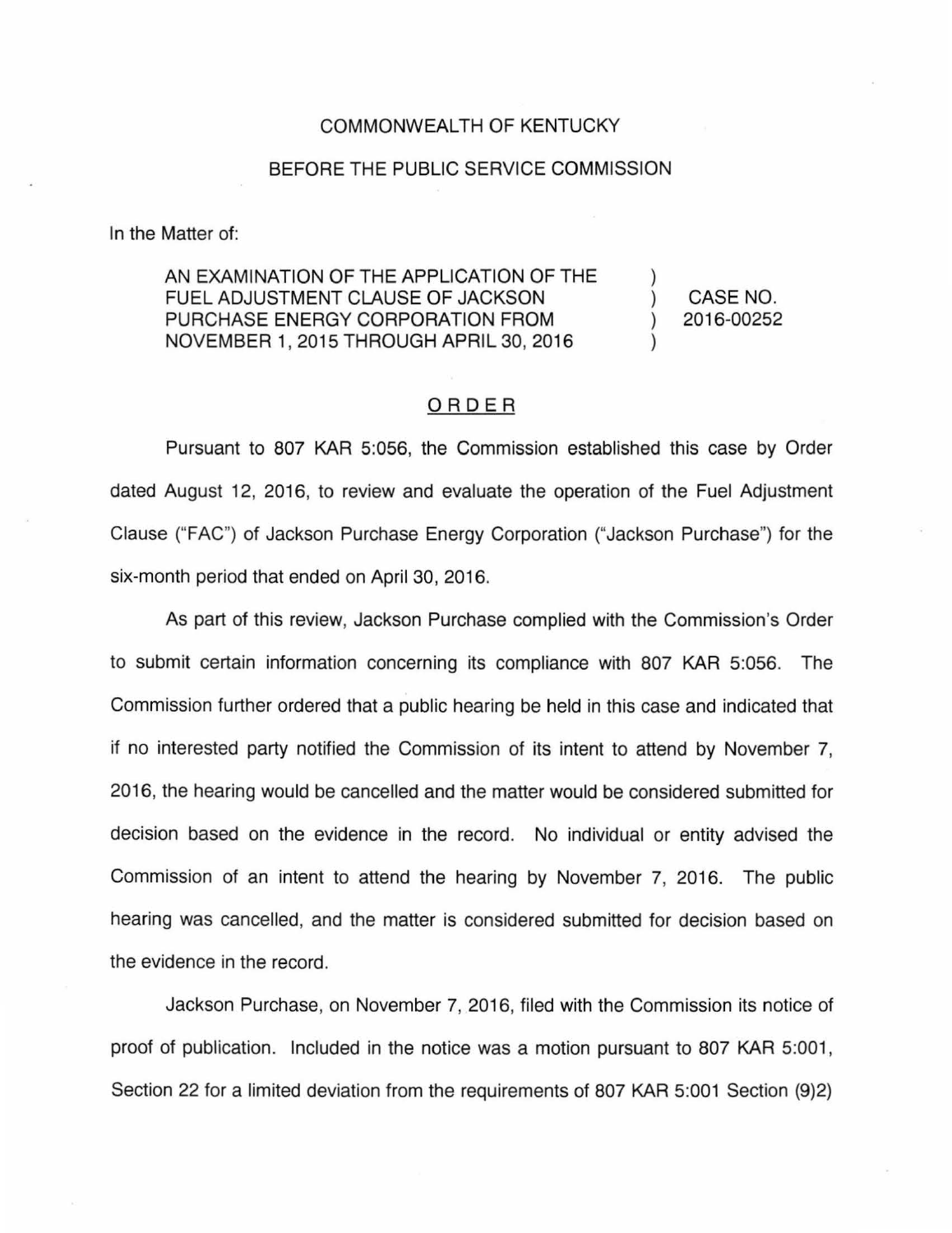COMMONWEALTH OF KENTUCKY

BEFORE THE PUBLIC SERVICE COMMISSION

In the Matter of:

| | | |
|---|---|---|
| AN EXAMINATION OF THE APPLICATION OF THE FUEL ADJUSTMENT CLAUSE OF JACKSON PURCHASE ENERGY CORPORATION FROM NOVEMBER 1, 2015 THROUGH APRIL 30, 2016 | ) ) ) ) | CASE NO. 2016-00252 |

## ORDER

Pursuant to 807 KAR 5:056, the Commission established this case by Order dated August 12, 2016, to review and evaluate the operation of the Fuel Adjustment Clause ("FAC") of Jackson Purchase Energy Corporation ("Jackson Purchase") for the six-month period that ended on April 30, 2016.

As part of this review, Jackson Purchase complied with the Commission's Order to submit certain information concerning its compliance with 807 KAR 5:056. The Commission further ordered that a public hearing be held in this case and indicated that if no interested party notified the Commission of its intent to attend by November 7, 2016, the hearing would be cancelled and the matter would be considered submitted for decision based on the evidence in the record. No individual or entity advised the Commission of an intent to attend the hearing by November 7, 2016. The public hearing was cancelled, and the matter is considered submitted for decision based on the evidence in the record.

Jackson Purchase, on November 7, 2016, filed with the Commission its notice of proof of publication. Included in the notice was a motion pursuant to 807 KAR 5:001, Section 22 for a limited deviation from the requirements of 807 KAR 5:001 Section (9)2)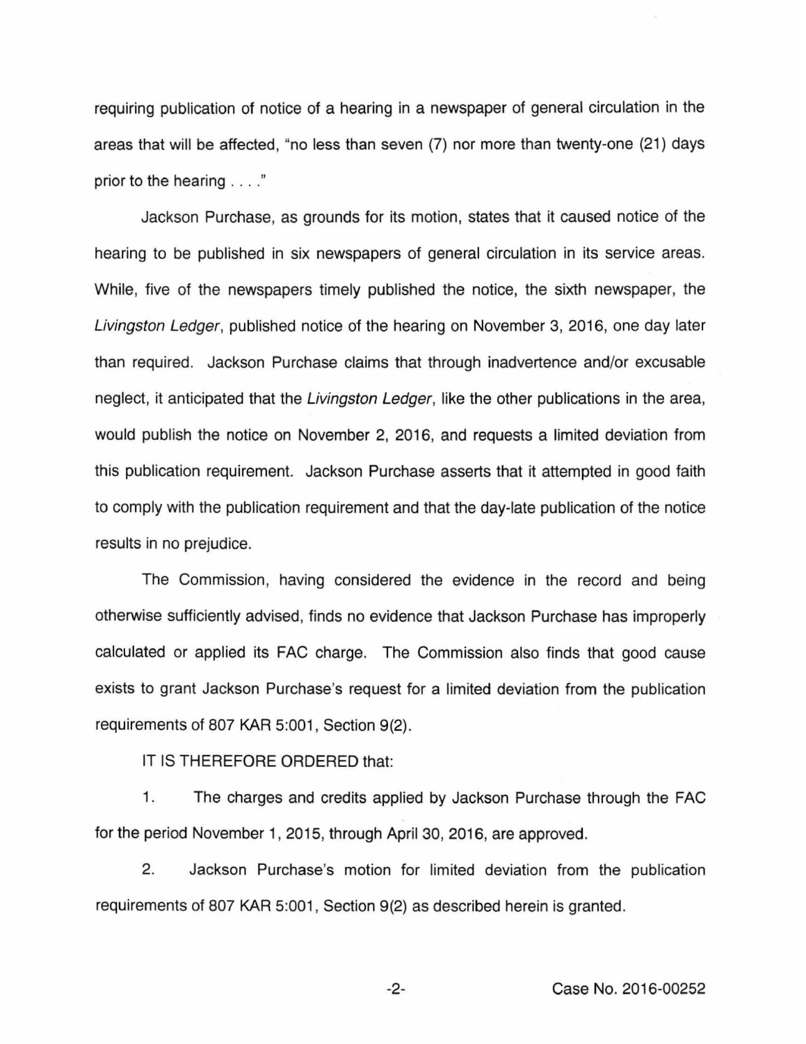requiring publication of notice of a hearing in a newspaper of general circulation in the areas that will be affected, "no less than seven (7) nor more than twenty-one (21) days prior to the hearing . . . ."

Jackson Purchase, as grounds for its motion, states that it caused notice of the hearing to be published in six newspapers of general circulation in its service areas. While, five of the newspapers timely published the notice, the sixth newspaper, the *Livingston Ledger*, published notice of the hearing on November 3, 2016, one day later than required. Jackson Purchase claims that through inadvertence and/or excusable neglect, it anticipated that the *Livingston Ledger*, like the other publications in the area, would publish the notice on November 2, 2016, and requests a limited deviation from this publication requirement. Jackson Purchase asserts that it attempted in good faith to comply with the publication requirement and that the day-late publication of the notice results in no prejudice.

The Commission, having considered the evidence in the record and being otherwise sufficiently advised, finds no evidence that Jackson Purchase has improperly calculated or applied its FAC charge. The Commission also finds that good cause exists to grant Jackson Purchase's request for a limited deviation from the publication requirements of 807 KAR 5:001, Section 9(2).

IT IS THEREFORE ORDERED that:

1. The charges and credits applied by Jackson Purchase through the FAC for the period November 1, 2015, through April 30, 2016, are approved.

2. Jackson Purchase's motion for limited deviation from the publication requirements of 807 KAR 5:001, Section 9(2) as described herein is granted.

Case No. 2016-00252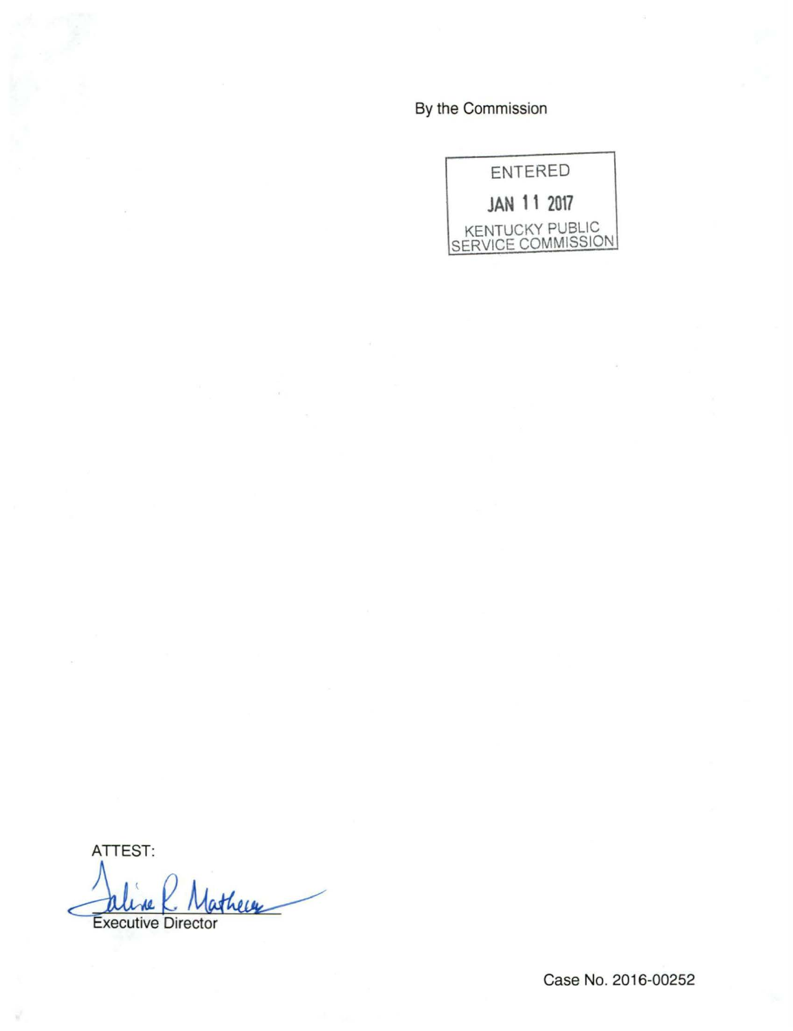By the Commission

ENTERED

JAN 11 2017

KENTUCKY PUBLIC SERVICE COMMISSION

ATTEST:

Executive Director

Case No. 2016-00252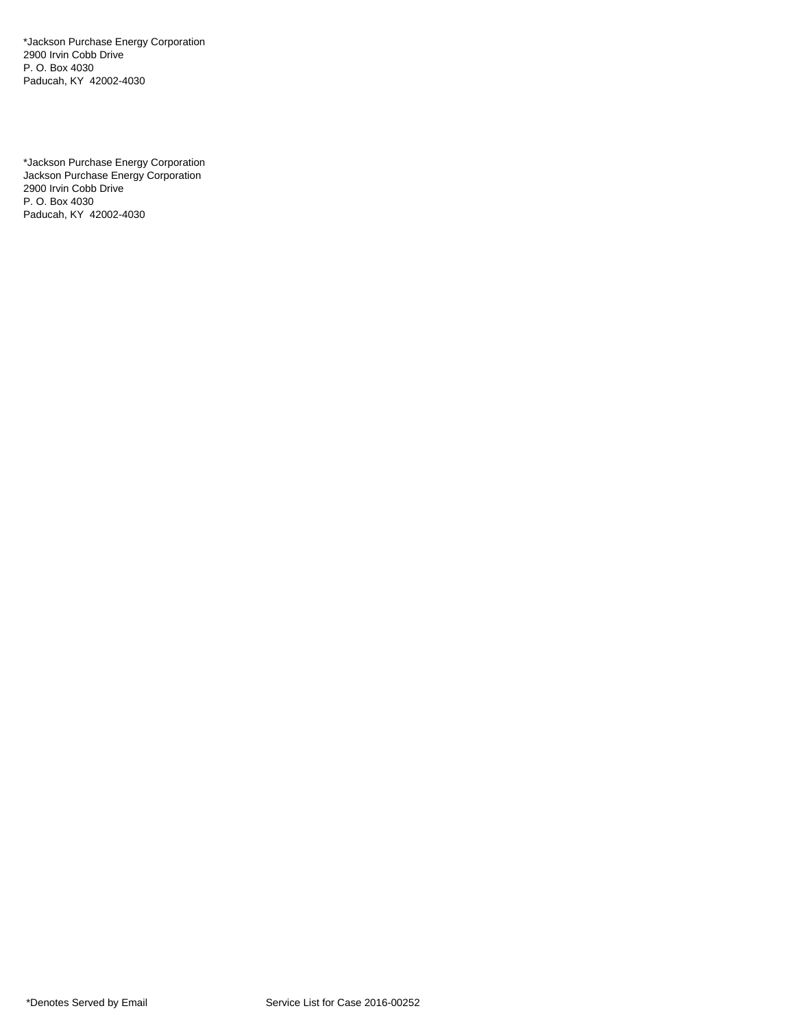*Jackson Purchase Energy Corporation
2900 Irvin Cobb Drive
P. O. Box 4030
Paducah, KY  42002-4030

*Jackson Purchase Energy Corporation
Jackson Purchase Energy Corporation
2900 Irvin Cobb Drive
P. O. Box 4030
Paducah, KY  42002-4030

*Denotes Served by Email

Service List for Case 2016-00252